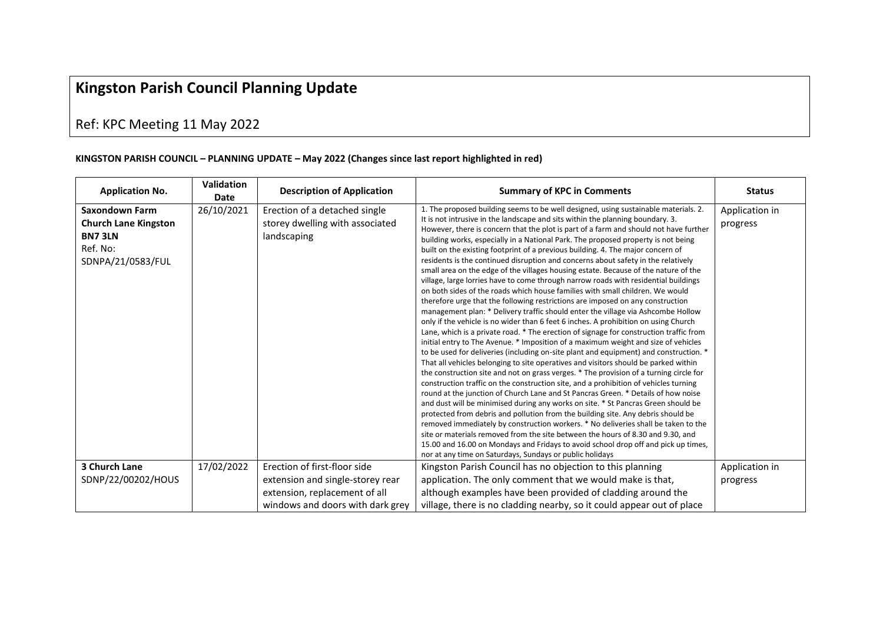# Kingston Parish Council Planning Update

## Ref: KPC Meeting 11 May 2022

**KINGSTON PARISH COUNCIL – PLANNING UPDATE – May 2022 (Changes since last report highlighted in red)**

| Application No. | Validation Date | Description of Application | Summary of KPC in Comments | Status |
|---|---|---|---|---|
| **Saxondown Farm Church Lane Kingston BN7 3LN** Ref. No: SDNPA/21/0583/FUL | 26/10/2021 | Erection of a detached single storey dwelling with associated landscaping | 1. The proposed building seems to be well designed, using sustainable materials. 2. It is not intrusive in the landscape and sits within the planning boundary. 3. However, there is concern that the plot is part of a farm and should not have further building works, especially in a National Park. The proposed property is not being built on the existing footprint of a previous building. 4. The major concern of residents is the continued disruption and concerns about safety in the relatively small area on the edge of the villages housing estate. Because of the nature of the village, large lorries have to come through narrow roads with residential buildings on both sides of the roads which house families with small children. We would therefore urge that the following restrictions are imposed on any construction management plan: * Delivery traffic should enter the village via Ashcombe Hollow only if the vehicle is no wider than 6 feet 6 inches. A prohibition on using Church Lane, which is a private road. * The erection of signage for construction traffic from initial entry to The Avenue. * Imposition of a maximum weight and size of vehicles to be used for deliveries (including on-site plant and equipment) and construction. * That all vehicles belonging to site operatives and visitors should be parked within the construction site and not on grass verges. * The provision of a turning circle for construction traffic on the construction site, and a prohibition of vehicles turning round at the junction of Church Lane and St Pancras Green. * Details of how noise and dust will be minimised during any works on site. * St Pancras Green should be protected from debris and pollution from the building site. Any debris should be removed immediately by construction workers. * No deliveries shall be taken to the site or materials removed from the site between the hours of 8.30 and 9.30, and 15.00 and 16.00 on Mondays and Fridays to avoid school drop off and pick up times, nor at any time on Saturdays, Sundays or public holidays | Application in progress |
| **3 Church Lane** SDNP/22/00202/HOUS | 17/02/2022 | Erection of first-floor side extension and single-storey rear extension, replacement of all windows and doors with dark grey | Kingston Parish Council has no objection to this planning application. The only comment that we would make is that, although examples have been provided of cladding around the village, there is no cladding nearby, so it could appear out of place | Application in progress |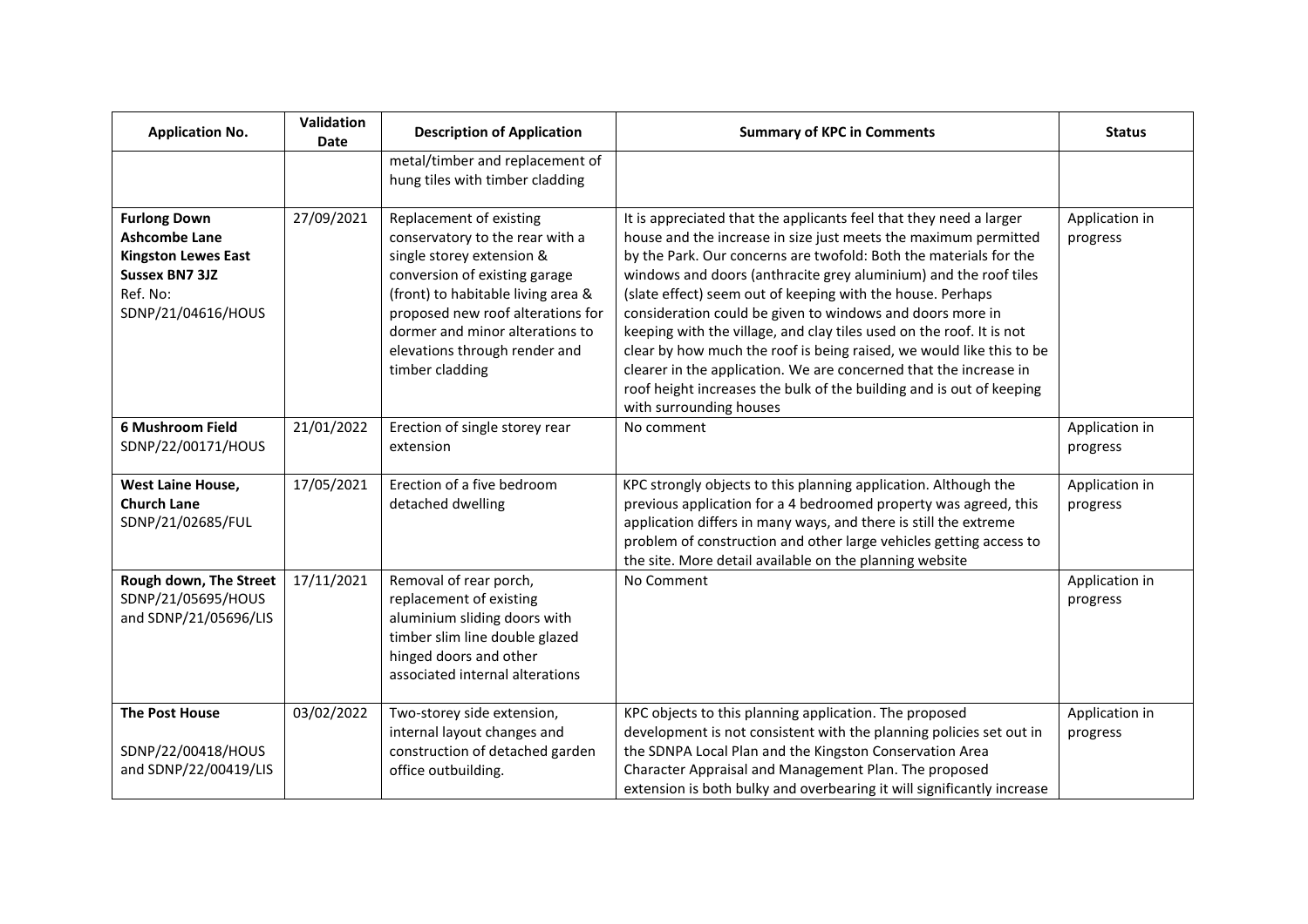| Application No. | Validation Date | Description of Application | Summary of KPC in Comments | Status |
|---|---|---|---|---|
| | | metal/timber and replacement of hung tiles with timber cladding | | |
| **Furlong Down Ashcombe Lane Kingston Lewes East Sussex BN7 3JZ** Ref. No: SDNP/21/04616/HOUS | 27/09/2021 | Replacement of existing conservatory to the rear with a single storey extension & conversion of existing garage (front) to habitable living area & proposed new roof alterations for dormer and minor alterations to elevations through render and timber cladding | It is appreciated that the applicants feel that they need a larger house and the increase in size just meets the maximum permitted by the Park. Our concerns are twofold: Both the materials for the windows and doors (anthracite grey aluminium) and the roof tiles (slate effect) seem out of keeping with the house. Perhaps consideration could be given to windows and doors more in keeping with the village, and clay tiles used on the roof. It is not clear by how much the roof is being raised, we would like this to be clearer in the application. We are concerned that the increase in roof height increases the bulk of the building and is out of keeping with surrounding houses | Application in progress |
| **6 Mushroom Field** SDNP/22/00171/HOUS | 21/01/2022 | Erection of single storey rear extension | No comment | Application in progress |
| **West Laine House, Church Lane** SDNP/21/02685/FUL | 17/05/2021 | Erection of a five bedroom detached dwelling | KPC strongly objects to this planning application. Although the previous application for a 4 bedroomed property was agreed, this application differs in many ways, and there is still the extreme problem of construction and other large vehicles getting access to the site. More detail available on the planning website | Application in progress |
| **Rough down, The Street** SDNP/21/05695/HOUS and SDNP/21/05696/LIS | 17/11/2021 | Removal of rear porch, replacement of existing aluminium sliding doors with timber slim line double glazed hinged doors and other associated internal alterations | No Comment | Application in progress |
| **The Post House** SDNP/22/00418/HOUS and SDNP/22/00419/LIS | 03/02/2022 | Two-storey side extension, internal layout changes and construction of detached garden office outbuilding. | KPC objects to this planning application. The proposed development is not consistent with the planning policies set out in the SDNPA Local Plan and the Kingston Conservation Area Character Appraisal and Management Plan. The proposed extension is both bulky and overbearing it will significantly increase | Application in progress |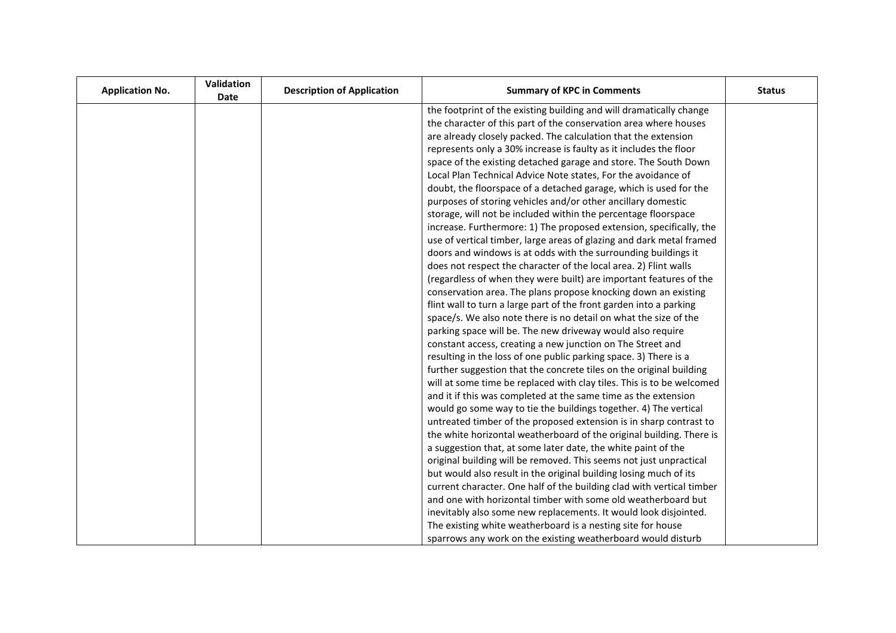| Application No. | Validation Date | Description of Application | Summary of KPC in Comments | Status |
|---|---|---|---|---|
| | | | the footprint of the existing building and will dramatically change the character of this part of the conservation area where houses are already closely packed. The calculation that the extension represents only a 30% increase is faulty as it includes the floor space of the existing detached garage and store. The South Down Local Plan Technical Advice Note states, For the avoidance of doubt, the floorspace of a detached garage, which is used for the purposes of storing vehicles and/or other ancillary domestic storage, will not be included within the percentage floorspace increase. Furthermore: 1) The proposed extension, specifically, the use of vertical timber, large areas of glazing and dark metal framed doors and windows is at odds with the surrounding buildings it does not respect the character of the local area. 2) Flint walls (regardless of when they were built) are important features of the conservation area. The plans propose knocking down an existing flint wall to turn a large part of the front garden into a parking space/s. We also note there is no detail on what the size of the parking space will be. The new driveway would also require constant access, creating a new junction on The Street and resulting in the loss of one public parking space. 3) There is a further suggestion that the concrete tiles on the original building will at some time be replaced with clay tiles. This is to be welcomed and it if this was completed at the same time as the extension would go some way to tie the buildings together. 4) The vertical untreated timber of the proposed extension is in sharp contrast to the white horizontal weatherboard of the original building. There is a suggestion that, at some later date, the white paint of the original building will be removed. This seems not just unpractical but would also result in the original building losing much of its current character. One half of the building clad with vertical timber and one with horizontal timber with some old weatherboard but inevitably also some new replacements. It would look disjointed. The existing white weatherboard is a nesting site for house sparrows any work on the existing weatherboard would disturb | |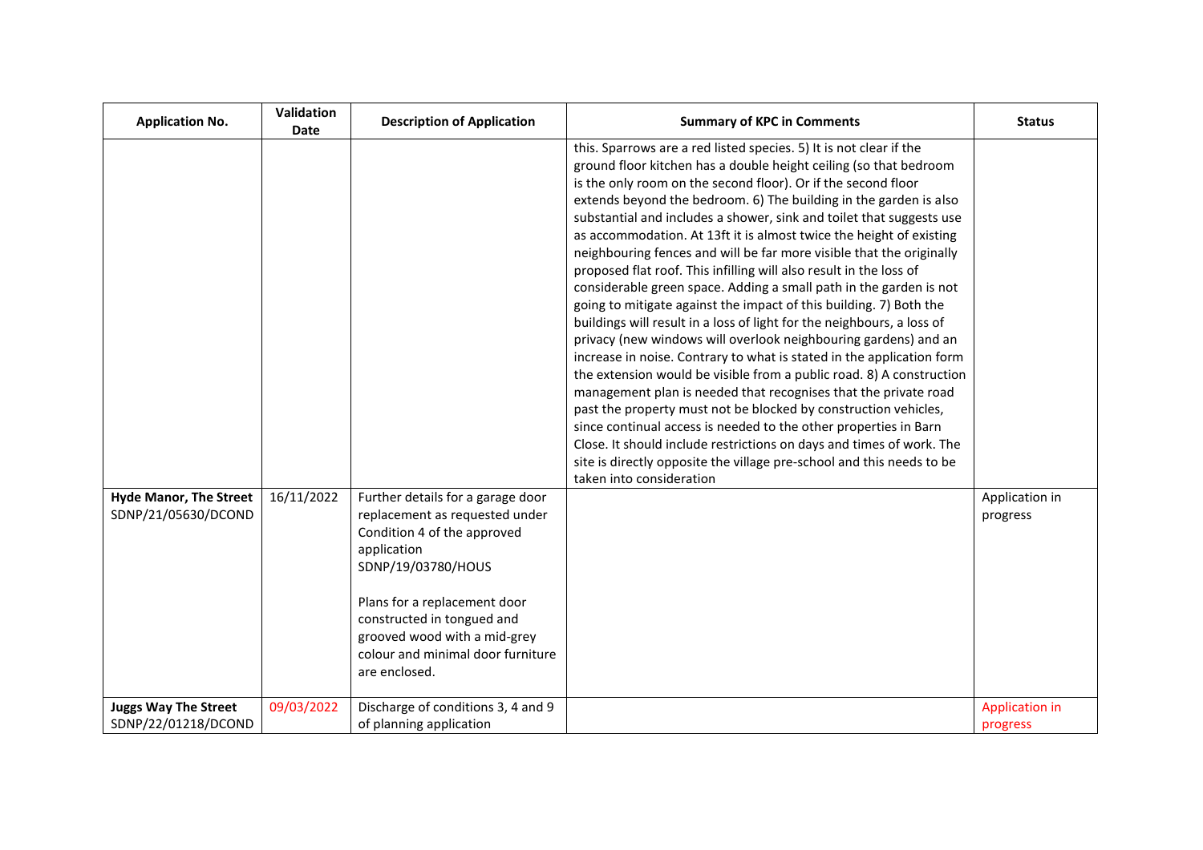| Application No. | Validation Date | Description of Application | Summary of KPC in Comments | Status |
|---|---|---|---|---|
| | | | this. Sparrows are a red listed species. 5) It is not clear if the ground floor kitchen has a double height ceiling (so that bedroom is the only room on the second floor). Or if the second floor extends beyond the bedroom. 6) The building in the garden is also substantial and includes a shower, sink and toilet that suggests use as accommodation. At 13ft it is almost twice the height of existing neighbouring fences and will be far more visible that the originally proposed flat roof. This infilling will also result in the loss of considerable green space. Adding a small path in the garden is not going to mitigate against the impact of this building. 7) Both the buildings will result in a loss of light for the neighbours, a loss of privacy (new windows will overlook neighbouring gardens) and an increase in noise. Contrary to what is stated in the application form the extension would be visible from a public road. 8) A construction management plan is needed that recognises that the private road past the property must not be blocked by construction vehicles, since continual access is needed to the other properties in Barn Close. It should include restrictions on days and times of work. The site is directly opposite the village pre-school and this needs to be taken into consideration | |
| **Hyde Manor, The Street** SDNP/21/05630/DCOND | 16/11/2022 | Further details for a garage door replacement as requested under Condition 4 of the approved application SDNP/19/03780/HOUS<br><br>Plans for a replacement door constructed in tongued and grooved wood with a mid-grey colour and minimal door furniture are enclosed. | | Application in progress |
| **Juggs Way The Street** SDNP/22/01218/DCOND | 09/03/2022 | Discharge of conditions 3, 4 and 9 of planning application | | Application in progress |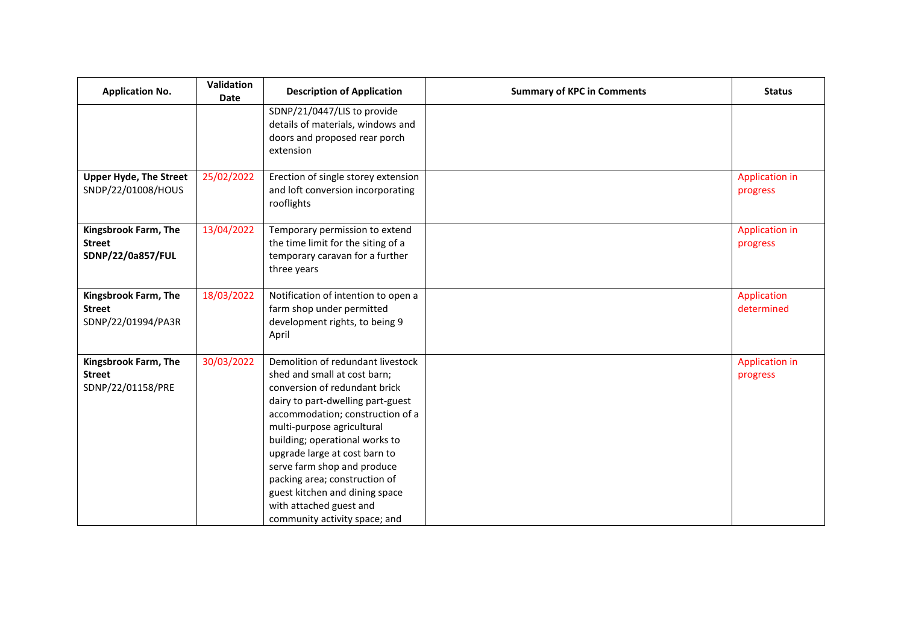| Application No. | Validation Date | Description of Application | Summary of KPC in Comments | Status |
|---|---|---|---|---|
| | | SDNP/21/0447/LIS to provide details of materials, windows and doors and proposed rear porch extension | | |
| **Upper Hyde, The Street** SNDP/22/01008/HOUS | 25/02/2022 | Erection of single storey extension and loft conversion incorporating rooflights | | Application in progress |
| **Kingsbrook Farm, The Street SDNP/22/0a857/FUL** | 13/04/2022 | Temporary permission to extend the time limit for the siting of a temporary caravan for a further three years | | Application in progress |
| **Kingsbrook Farm, The Street** SDNP/22/01994/PA3R | 18/03/2022 | Notification of intention to open a farm shop under permitted development rights, to being 9 April | | Application determined |
| **Kingsbrook Farm, The Street** SDNP/22/01158/PRE | 30/03/2022 | Demolition of redundant livestock shed and small at cost barn; conversion of redundant brick dairy to part-dwelling part-guest accommodation; construction of a multi-purpose agricultural building; operational works to upgrade large at cost barn to serve farm shop and produce packing area; construction of guest kitchen and dining space with attached guest and community activity space; and | | Application in progress |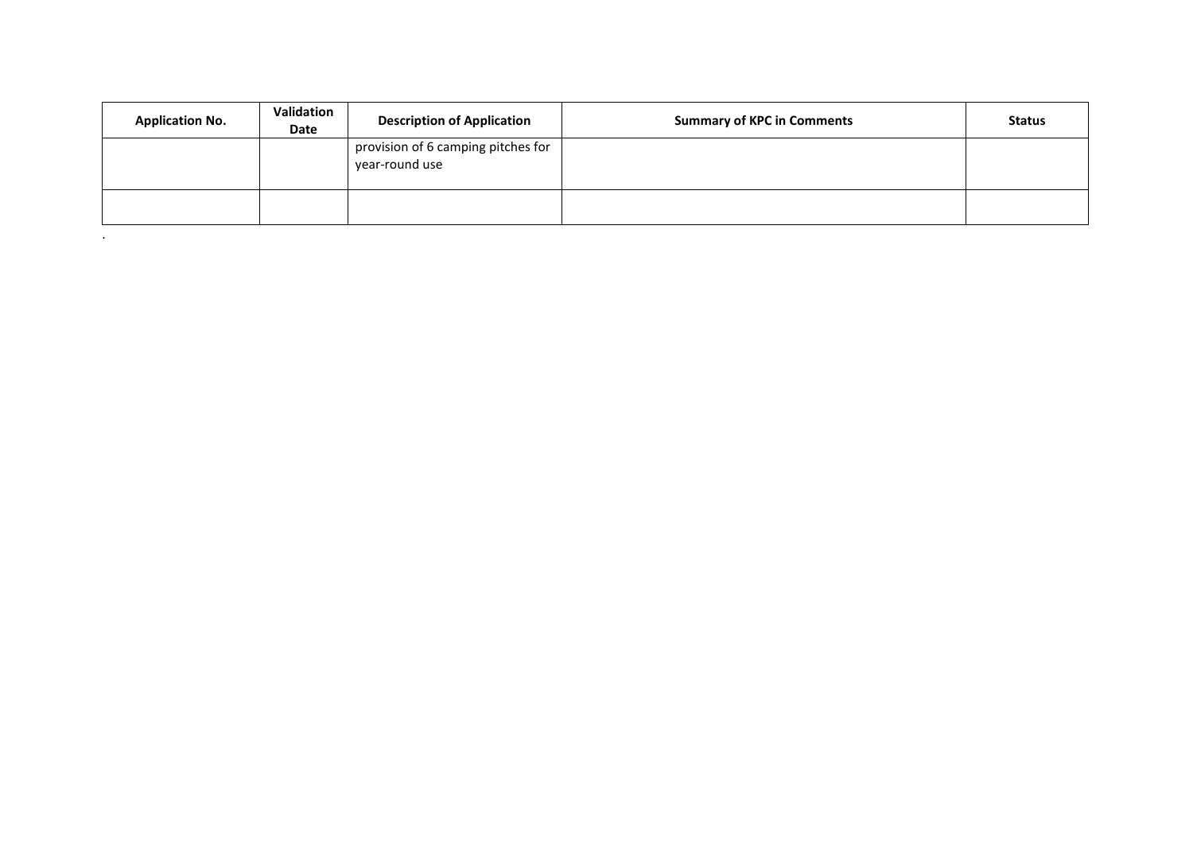| Application No. | Validation Date | Description of Application | Summary of KPC in Comments | Status |
|---|---|---|---|---|
| | | provision of 6 camping pitches for year-round use | | |
| | | | | |

.